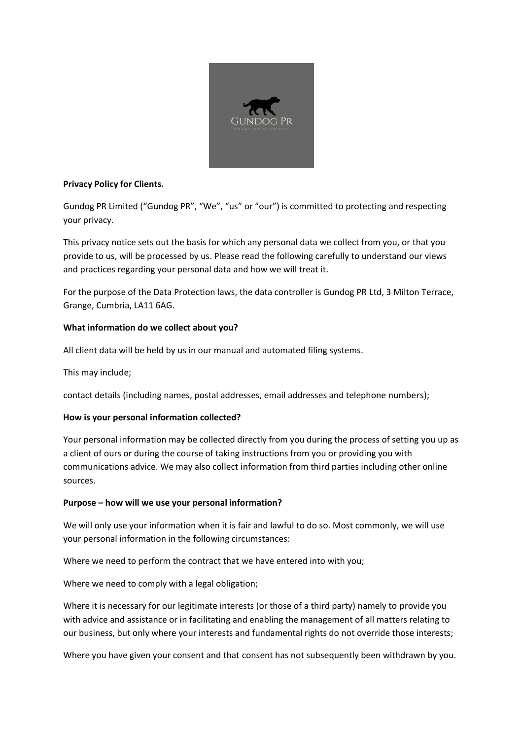**Privacy Policy for Clients.**

Gundog PR Limited ("Gundog PR", "We", "us" or "our") is committed to protecting and respecting your privacy.

This privacy notice sets out the basis for which any personal data we collect from you, or that you provide to us, will be processed by us. Please read the following carefully to understand our views and practices regarding your personal data and how we will treat it.

For the purpose of the Data Protection laws, the data controller is Gundog PR Ltd, 3 Milton Terrace, Grange, Cumbria, LA11 6AG.

**What information do we collect about you?**

All client data will be held by us in our manual and automated filing systems.

This may include;

contact details (including names, postal addresses, email addresses and telephone numbers);

**How is your personal information collected?**

Your personal information may be collected directly from you during the process of setting you up as a client of ours or during the course of taking instructions from you or providing you with communications advice. We may also collect information from third parties including other online sources.

**Purpose – how will we use your personal information?**

We will only use your information when it is fair and lawful to do so. Most commonly, we will use your personal information in the following circumstances:

Where we need to perform the contract that we have entered into with you;

Where we need to comply with a legal obligation;

Where it is necessary for our legitimate interests (or those of a third party) namely to provide you with advice and assistance or in facilitating and enabling the management of all matters relating to our business, but only where your interests and fundamental rights do not override those interests;

Where you have given your consent and that consent has not subsequently been withdrawn by you.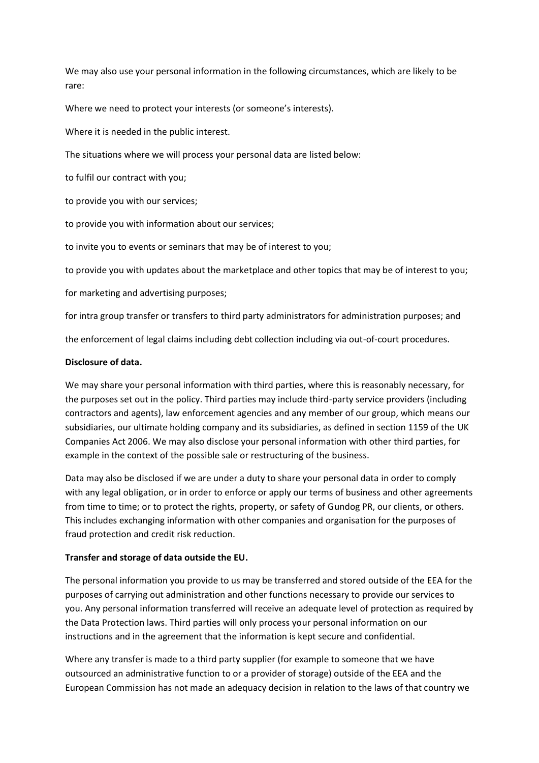We may also use your personal information in the following circumstances, which are likely to be rare:

Where we need to protect your interests (or someone's interests).

Where it is needed in the public interest.

The situations where we will process your personal data are listed below:

to fulfil our contract with you;

to provide you with our services;

to provide you with information about our services;

to invite you to events or seminars that may be of interest to you;

to provide you with updates about the marketplace and other topics that may be of interest to you;

for marketing and advertising purposes;

for intra group transfer or transfers to third party administrators for administration purposes; and

the enforcement of legal claims including debt collection including via out-of-court procedures.

**Disclosure of data.**

We may share your personal information with third parties, where this is reasonably necessary, for the purposes set out in the policy. Third parties may include third-party service providers (including contractors and agents), law enforcement agencies and any member of our group, which means our subsidiaries, our ultimate holding company and its subsidiaries, as defined in section 1159 of the UK Companies Act 2006. We may also disclose your personal information with other third parties, for example in the context of the possible sale or restructuring of the business.

Data may also be disclosed if we are under a duty to share your personal data in order to comply with any legal obligation, or in order to enforce or apply our terms of business and other agreements from time to time; or to protect the rights, property, or safety of Gundog PR, our clients, or others. This includes exchanging information with other companies and organisation for the purposes of fraud protection and credit risk reduction.

**Transfer and storage of data outside the EU.**

The personal information you provide to us may be transferred and stored outside of the EEA for the purposes of carrying out administration and other functions necessary to provide our services to you. Any personal information transferred will receive an adequate level of protection as required by the Data Protection laws. Third parties will only process your personal information on our instructions and in the agreement that the information is kept secure and confidential.

Where any transfer is made to a third party supplier (for example to someone that we have outsourced an administrative function to or a provider of storage) outside of the EEA and the European Commission has not made an adequacy decision in relation to the laws of that country we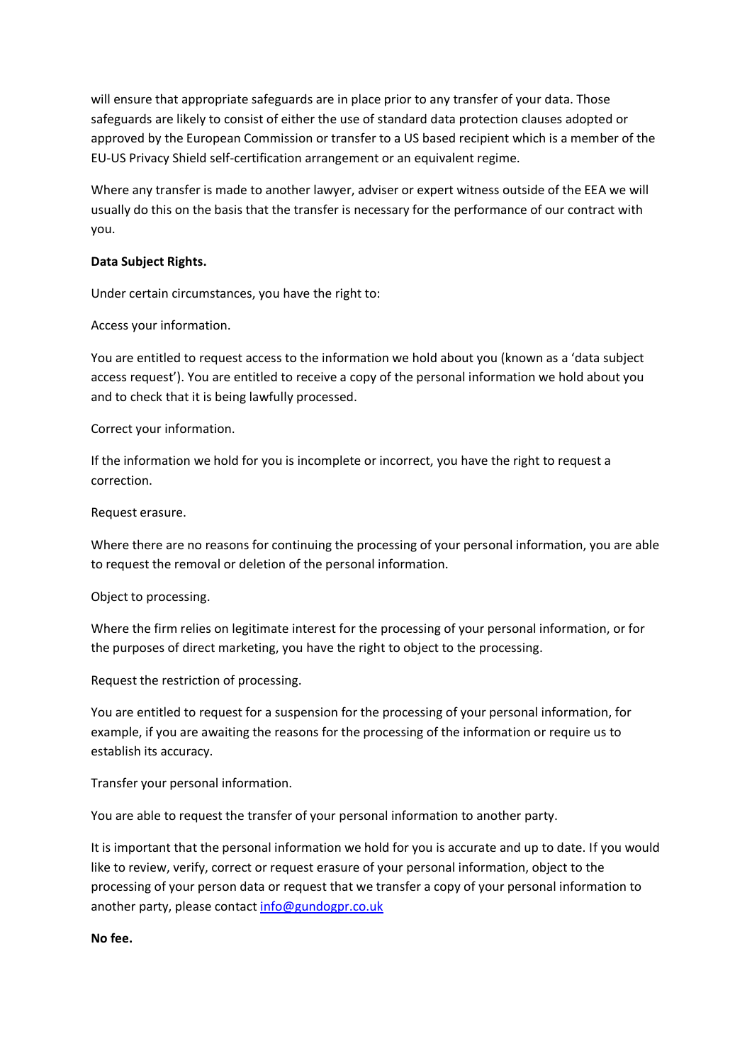will ensure that appropriate safeguards are in place prior to any transfer of your data. Those safeguards are likely to consist of either the use of standard data protection clauses adopted or approved by the European Commission or transfer to a US based recipient which is a member of the EU-US Privacy Shield self-certification arrangement or an equivalent regime.

Where any transfer is made to another lawyer, adviser or expert witness outside of the EEA we will usually do this on the basis that the transfer is necessary for the performance of our contract with you.

**Data Subject Rights.**

Under certain circumstances, you have the right to:

Access your information.

You are entitled to request access to the information we hold about you (known as a 'data subject access request'). You are entitled to receive a copy of the personal information we hold about you and to check that it is being lawfully processed.

Correct your information.

If the information we hold for you is incomplete or incorrect, you have the right to request a correction.

Request erasure.

Where there are no reasons for continuing the processing of your personal information, you are able to request the removal or deletion of the personal information.

Object to processing.

Where the firm relies on legitimate interest for the processing of your personal information, or for the purposes of direct marketing, you have the right to object to the processing.

Request the restriction of processing.

You are entitled to request for a suspension for the processing of your personal information, for example, if you are awaiting the reasons for the processing of the information or require us to establish its accuracy.

Transfer your personal information.

You are able to request the transfer of your personal information to another party.

It is important that the personal information we hold for you is accurate and up to date. If you would like to review, verify, correct or request erasure of your personal information, object to the processing of your person data or request that we transfer a copy of your personal information to another party, please contact info@gundogpr.co.uk

**No fee.**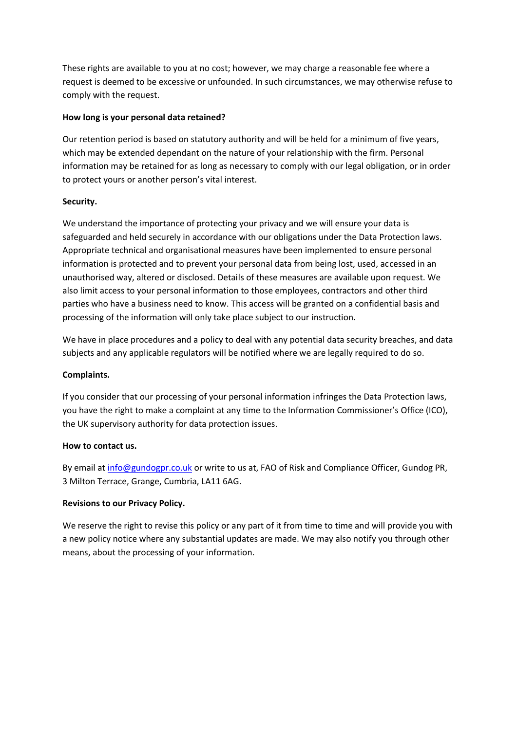These rights are available to you at no cost; however, we may charge a reasonable fee where a request is deemed to be excessive or unfounded. In such circumstances, we may otherwise refuse to comply with the request.

**How long is your personal data retained?**

Our retention period is based on statutory authority and will be held for a minimum of five years, which may be extended dependant on the nature of your relationship with the firm. Personal information may be retained for as long as necessary to comply with our legal obligation, or in order to protect yours or another person's vital interest.

**Security.**

We understand the importance of protecting your privacy and we will ensure your data is safeguarded and held securely in accordance with our obligations under the Data Protection laws. Appropriate technical and organisational measures have been implemented to ensure personal information is protected and to prevent your personal data from being lost, used, accessed in an unauthorised way, altered or disclosed. Details of these measures are available upon request. We also limit access to your personal information to those employees, contractors and other third parties who have a business need to know. This access will be granted on a confidential basis and processing of the information will only take place subject to our instruction.

We have in place procedures and a policy to deal with any potential data security breaches, and data subjects and any applicable regulators will be notified where we are legally required to do so.

**Complaints.**

If you consider that our processing of your personal information infringes the Data Protection laws, you have the right to make a complaint at any time to the Information Commissioner's Office (ICO), the UK supervisory authority for data protection issues.

**How to contact us.**

By email at info@gundogpr.co.uk or write to us at, FAO of Risk and Compliance Officer, Gundog PR, 3 Milton Terrace, Grange, Cumbria, LA11 6AG.

**Revisions to our Privacy Policy.**

We reserve the right to revise this policy or any part of it from time to time and will provide you with a new policy notice where any substantial updates are made. We may also notify you through other means, about the processing of your information.